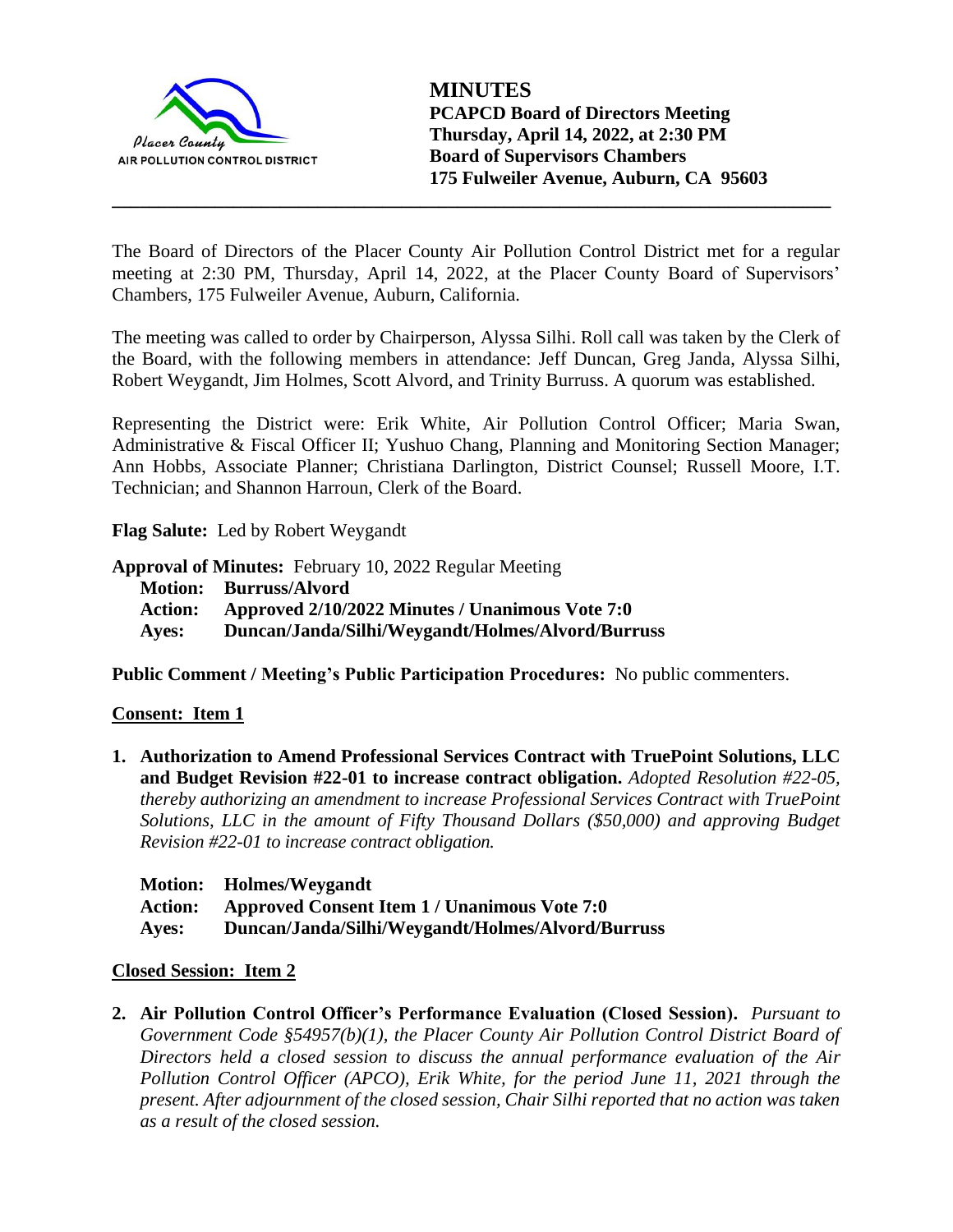Placer County AIR POLLUTION CONTROL DISTRICT

# MINUTES

**PCAPCD Board of Directors Meeting**
**Thursday, April 14, 2022, at 2:30 PM**
**Board of Supervisors Chambers**
**175 Fulweiler Avenue, Auburn, CA 95603**

---

The Board of Directors of the Placer County Air Pollution Control District met for a regular meeting at 2:30 PM, Thursday, April 14, 2022, at the Placer County Board of Supervisors' Chambers, 175 Fulweiler Avenue, Auburn, California.

The meeting was called to order by Chairperson, Alyssa Silhi. Roll call was taken by the Clerk of the Board, with the following members in attendance: Jeff Duncan, Greg Janda, Alyssa Silhi, Robert Weygandt, Jim Holmes, Scott Alvord, and Trinity Burruss. A quorum was established.

Representing the District were: Erik White, Air Pollution Control Officer; Maria Swan, Administrative & Fiscal Officer II; Yushuo Chang, Planning and Monitoring Section Manager; Ann Hobbs, Associate Planner; Christiana Darlington, District Counsel; Russell Moore, I.T. Technician; and Shannon Harroun, Clerk of the Board.

**Flag Salute:** Led by Robert Weygandt

**Approval of Minutes:** February 10, 2022 Regular Meeting

**Motion: Burruss/Alvord**
**Action: Approved 2/10/2022 Minutes / Unanimous Vote 7:0**
**Ayes: Duncan/Janda/Silhi/Weygandt/Holmes/Alvord/Burruss**

**Public Comment / Meeting's Public Participation Procedures:** No public commenters.

**<u>Consent: Item 1</u>**

1. **Authorization to Amend Professional Services Contract with TruePoint Solutions, LLC and Budget Revision #22-01 to increase contract obligation.** *Adopted Resolution #22-05, thereby authorizing an amendment to increase Professional Services Contract with TruePoint Solutions, LLC in the amount of Fifty Thousand Dollars ($50,000) and approving Budget Revision #22-01 to increase contract obligation.*

   **Motion: Holmes/Weygandt**
   **Action: Approved Consent Item 1 / Unanimous Vote 7:0**
   **Ayes: Duncan/Janda/Silhi/Weygandt/Holmes/Alvord/Burruss**

**<u>Closed Session: Item 2</u>**

2. **Air Pollution Control Officer's Performance Evaluation (Closed Session).** *Pursuant to Government Code §54957(b)(1), the Placer County Air Pollution Control District Board of Directors held a closed session to discuss the annual performance evaluation of the Air Pollution Control Officer (APCO), Erik White, for the period June 11, 2021 through the present. After adjournment of the closed session, Chair Silhi reported that no action was taken as a result of the closed session.*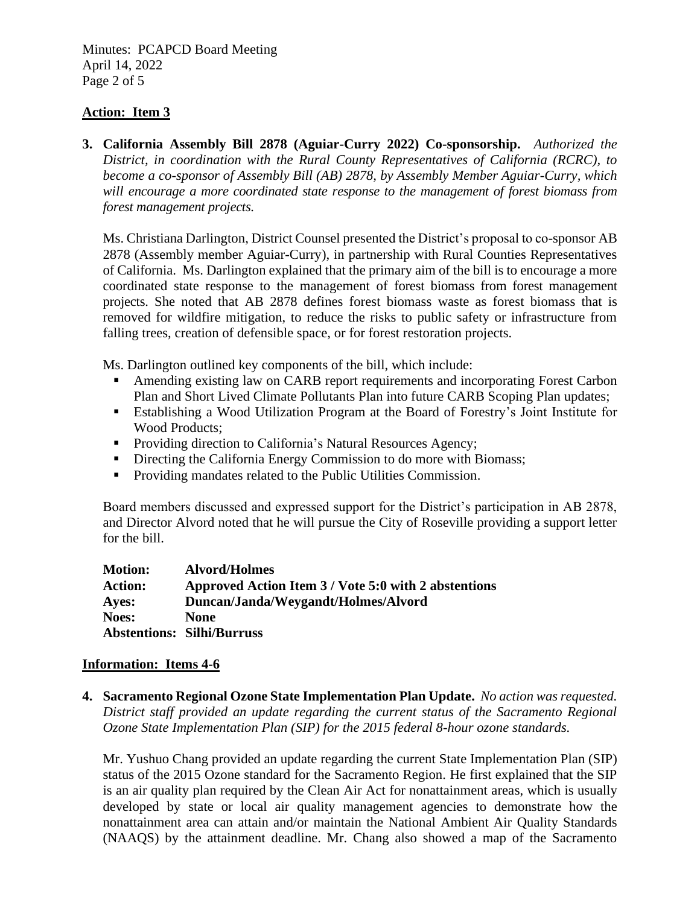**Action: Item 3**

**3. California Assembly Bill 2878 (Aguiar-Curry 2022) Co-sponsorship.** *Authorized the District, in coordination with the Rural County Representatives of California (RCRC), to become a co-sponsor of Assembly Bill (AB) 2878, by Assembly Member Aguiar-Curry, which will encourage a more coordinated state response to the management of forest biomass from forest management projects.*

Ms. Christiana Darlington, District Counsel presented the District's proposal to co-sponsor AB 2878 (Assembly member Aguiar-Curry), in partnership with Rural Counties Representatives of California. Ms. Darlington explained that the primary aim of the bill is to encourage a more coordinated state response to the management of forest biomass from forest management projects. She noted that AB 2878 defines forest biomass waste as forest biomass that is removed for wildfire mitigation, to reduce the risks to public safety or infrastructure from falling trees, creation of defensible space, or for forest restoration projects.

Ms. Darlington outlined key components of the bill, which include:

- Amending existing law on CARB report requirements and incorporating Forest Carbon Plan and Short Lived Climate Pollutants Plan into future CARB Scoping Plan updates;
- Establishing a Wood Utilization Program at the Board of Forestry's Joint Institute for Wood Products;
- Providing direction to California's Natural Resources Agency;
- Directing the California Energy Commission to do more with Biomass;
- Providing mandates related to the Public Utilities Commission.

Board members discussed and expressed support for the District's participation in AB 2878, and Director Alvord noted that he will pursue the City of Roseville providing a support letter for the bill.

**Motion:** **Alvord/Holmes**
**Action:** **Approved Action Item 3 / Vote 5:0 with 2 abstentions**
**Ayes:** **Duncan/Janda/Weygandt/Holmes/Alvord**
**Noes:** **None**
**Abstentions:** **Silhi/Burruss**

**Information: Items 4-6**

**4. Sacramento Regional Ozone State Implementation Plan Update.** *No action was requested. District staff provided an update regarding the current status of the Sacramento Regional Ozone State Implementation Plan (SIP) for the 2015 federal 8-hour ozone standards.*

Mr. Yushuo Chang provided an update regarding the current State Implementation Plan (SIP) status of the 2015 Ozone standard for the Sacramento Region. He first explained that the SIP is an air quality plan required by the Clean Air Act for nonattainment areas, which is usually developed by state or local air quality management agencies to demonstrate how the nonattainment area can attain and/or maintain the National Ambient Air Quality Standards (NAAQS) by the attainment deadline. Mr. Chang also showed a map of the Sacramento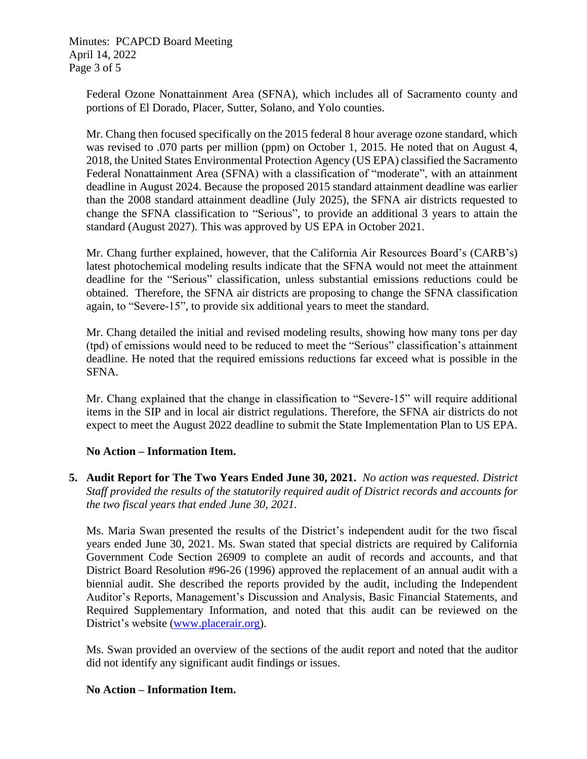Federal Ozone Nonattainment Area (SFNA), which includes all of Sacramento county and portions of El Dorado, Placer, Sutter, Solano, and Yolo counties.

Mr. Chang then focused specifically on the 2015 federal 8 hour average ozone standard, which was revised to .070 parts per million (ppm) on October 1, 2015. He noted that on August 4, 2018, the United States Environmental Protection Agency (US EPA) classified the Sacramento Federal Nonattainment Area (SFNA) with a classification of "moderate", with an attainment deadline in August 2024. Because the proposed 2015 standard attainment deadline was earlier than the 2008 standard attainment deadline (July 2025), the SFNA air districts requested to change the SFNA classification to "Serious", to provide an additional 3 years to attain the standard (August 2027). This was approved by US EPA in October 2021.

Mr. Chang further explained, however, that the California Air Resources Board's (CARB's) latest photochemical modeling results indicate that the SFNA would not meet the attainment deadline for the "Serious" classification, unless substantial emissions reductions could be obtained. Therefore, the SFNA air districts are proposing to change the SFNA classification again, to "Severe-15", to provide six additional years to meet the standard.

Mr. Chang detailed the initial and revised modeling results, showing how many tons per day (tpd) of emissions would need to be reduced to meet the "Serious" classification's attainment deadline. He noted that the required emissions reductions far exceed what is possible in the SFNA.

Mr. Chang explained that the change in classification to "Severe-15" will require additional items in the SIP and in local air district regulations. Therefore, the SFNA air districts do not expect to meet the August 2022 deadline to submit the State Implementation Plan to US EPA.

**No Action – Information Item.**

5. **Audit Report for The Two Years Ended June 30, 2021.** *No action was requested. District Staff provided the results of the statutorily required audit of District records and accounts for the two fiscal years that ended June 30, 2021.*

   Ms. Maria Swan presented the results of the District's independent audit for the two fiscal years ended June 30, 2021. Ms. Swan stated that special districts are required by California Government Code Section 26909 to complete an audit of records and accounts, and that District Board Resolution #96-26 (1996) approved the replacement of an annual audit with a biennial audit. She described the reports provided by the audit, including the Independent Auditor's Reports, Management's Discussion and Analysis, Basic Financial Statements, and Required Supplementary Information, and noted that this audit can be reviewed on the District's website (www.placerair.org).

   Ms. Swan provided an overview of the sections of the audit report and noted that the auditor did not identify any significant audit findings or issues.

   **No Action – Information Item.**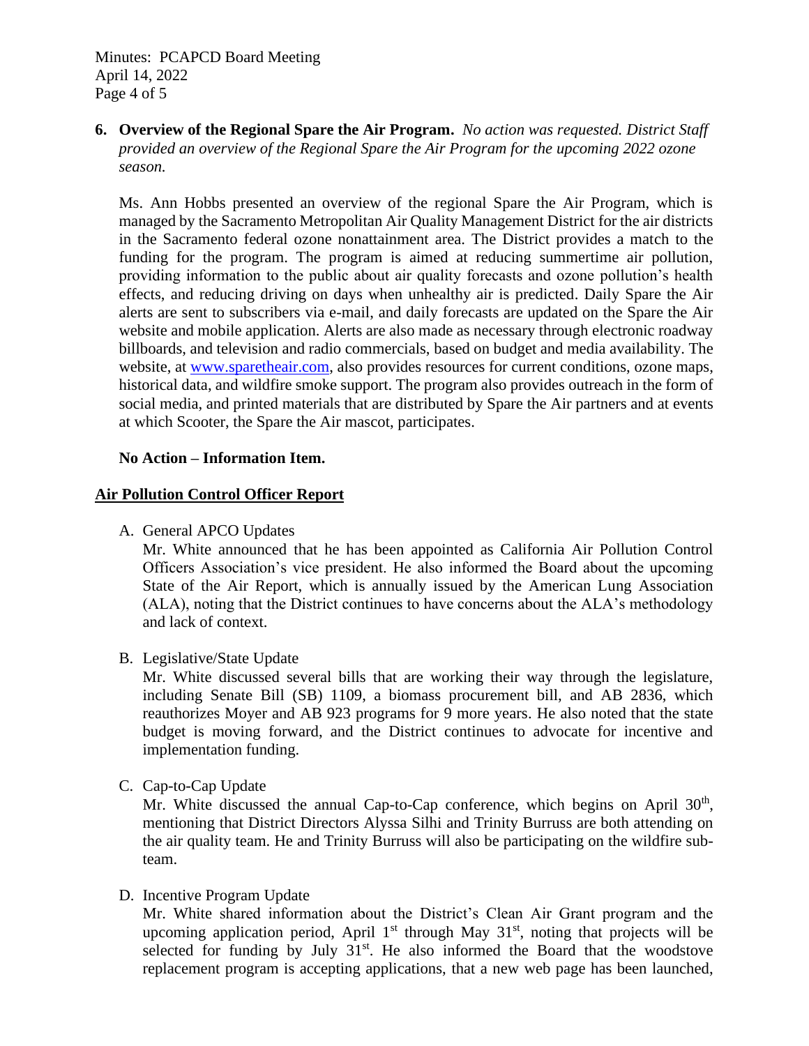**6. Overview of the Regional Spare the Air Program.** *No action was requested. District Staff provided an overview of the Regional Spare the Air Program for the upcoming 2022 ozone season.*

Ms. Ann Hobbs presented an overview of the regional Spare the Air Program, which is managed by the Sacramento Metropolitan Air Quality Management District for the air districts in the Sacramento federal ozone nonattainment area. The District provides a match to the funding for the program. The program is aimed at reducing summertime air pollution, providing information to the public about air quality forecasts and ozone pollution's health effects, and reducing driving on days when unhealthy air is predicted. Daily Spare the Air alerts are sent to subscribers via e-mail, and daily forecasts are updated on the Spare the Air website and mobile application. Alerts are also made as necessary through electronic roadway billboards, and television and radio commercials, based on budget and media availability. The website, at [www.sparetheair.com](http://www.sparetheair.com), also provides resources for current conditions, ozone maps, historical data, and wildfire smoke support. The program also provides outreach in the form of social media, and printed materials that are distributed by Spare the Air partners and at events at which Scooter, the Spare the Air mascot, participates.

**No Action – Information Item.**

## Air Pollution Control Officer Report

A. General APCO Updates
Mr. White announced that he has been appointed as California Air Pollution Control Officers Association's vice president. He also informed the Board about the upcoming State of the Air Report, which is annually issued by the American Lung Association (ALA), noting that the District continues to have concerns about the ALA's methodology and lack of context.

B. Legislative/State Update
Mr. White discussed several bills that are working their way through the legislature, including Senate Bill (SB) 1109, a biomass procurement bill, and AB 2836, which reauthorizes Moyer and AB 923 programs for 9 more years. He also noted that the state budget is moving forward, and the District continues to advocate for incentive and implementation funding.

C. Cap-to-Cap Update
Mr. White discussed the annual Cap-to-Cap conference, which begins on April 30th, mentioning that District Directors Alyssa Silhi and Trinity Burruss are both attending on the air quality team. He and Trinity Burruss will also be participating on the wildfire sub-team.

D. Incentive Program Update
Mr. White shared information about the District's Clean Air Grant program and the upcoming application period, April 1st through May 31st, noting that projects will be selected for funding by July 31st. He also informed the Board that the woodstove replacement program is accepting applications, that a new web page has been launched,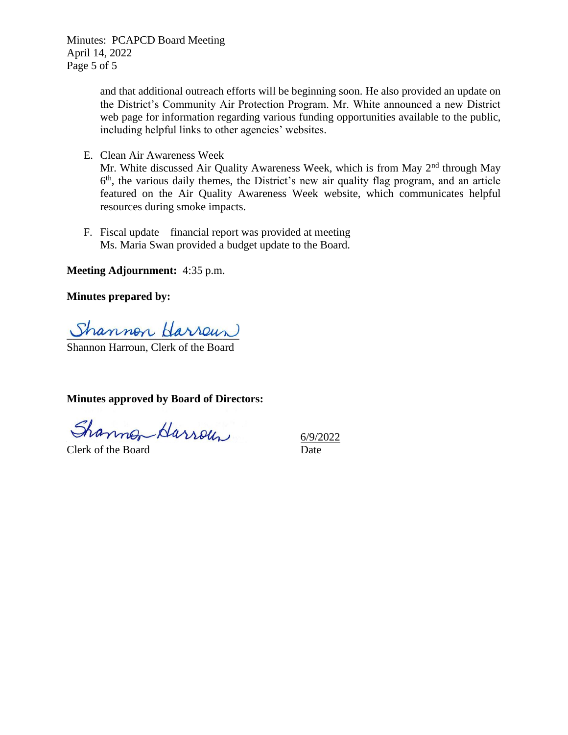and that additional outreach efforts will be beginning soon. He also provided an update on the District's Community Air Protection Program. Mr. White announced a new District web page for information regarding various funding opportunities available to the public, including helpful links to other agencies' websites.

E. Clean Air Awareness Week
Mr. White discussed Air Quality Awareness Week, which is from May 2nd through May 6th, the various daily themes, the District's new air quality flag program, and an article featured on the Air Quality Awareness Week website, which communicates helpful resources during smoke impacts.

F. Fiscal update – financial report was provided at meeting
Ms. Maria Swan provided a budget update to the Board.

**Meeting Adjournment:** 4:35 p.m.

**Minutes prepared by:**

Shannon Harroun

Shannon Harroun, Clerk of the Board

**Minutes approved by Board of Directors:**

Shannon Harroun

Clerk of the Board

6/9/2022

Date